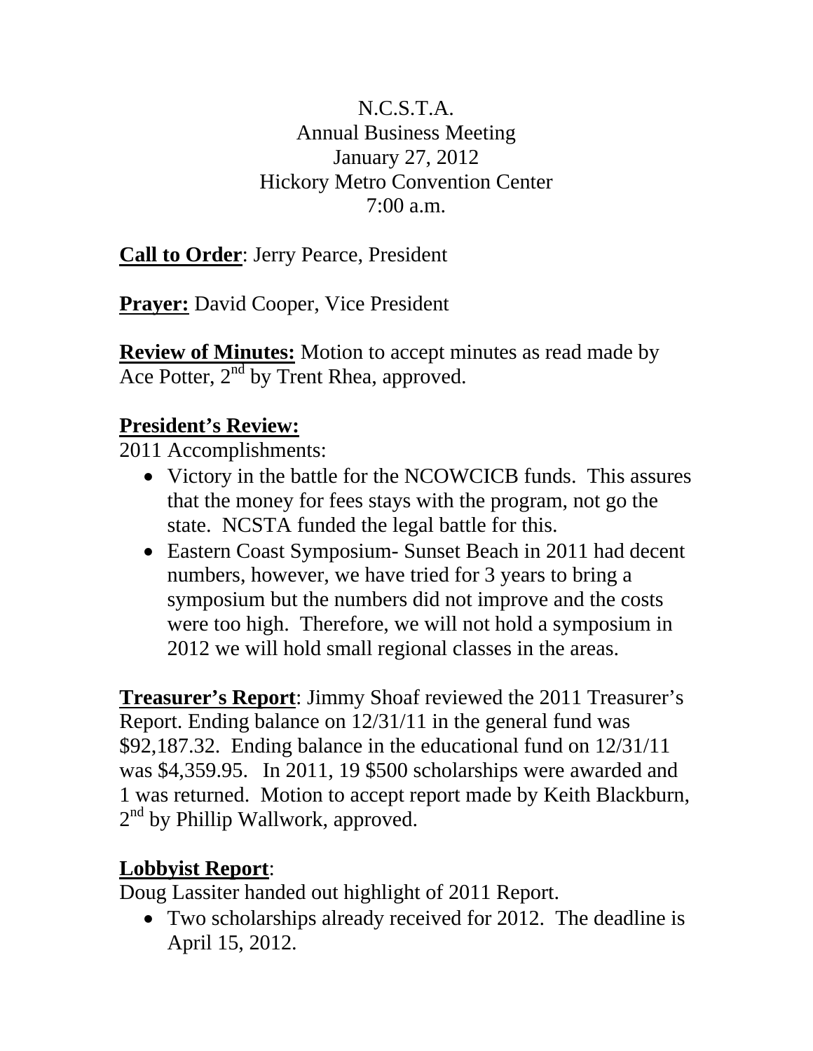N.C.S.T.A.
Annual Business Meeting
January 27, 2012
Hickory Metro Convention Center
7:00 a.m.

**<u>Call to Order</u>**: Jerry Pearce, President

**<u>Prayer:</u>** David Cooper, Vice President

**<u>Review of Minutes:</u>** Motion to accept minutes as read made by Ace Potter, 2nd by Trent Rhea, approved.

## <u>President's Review:</u>

2011 Accomplishments:

- Victory in the battle for the NCOWCICB funds. This assures that the money for fees stays with the program, not go the state. NCSTA funded the legal battle for this.
- Eastern Coast Symposium- Sunset Beach in 2011 had decent numbers, however, we have tried for 3 years to bring a symposium but the numbers did not improve and the costs were too high. Therefore, we will not hold a symposium in 2012 we will hold small regional classes in the areas.

**<u>Treasurer's Report</u>**: Jimmy Shoaf reviewed the 2011 Treasurer's Report. Ending balance on 12/31/11 in the general fund was $92,187.32. Ending balance in the educational fund on 12/31/11 was $4,359.95. In 2011, 19 $500 scholarships were awarded and 1 was returned. Motion to accept report made by Keith Blackburn, 2nd by Phillip Wallwork, approved.

## <u>Lobbyist Report</u>:

Doug Lassiter handed out highlight of 2011 Report.

- Two scholarships already received for 2012. The deadline is April 15, 2012.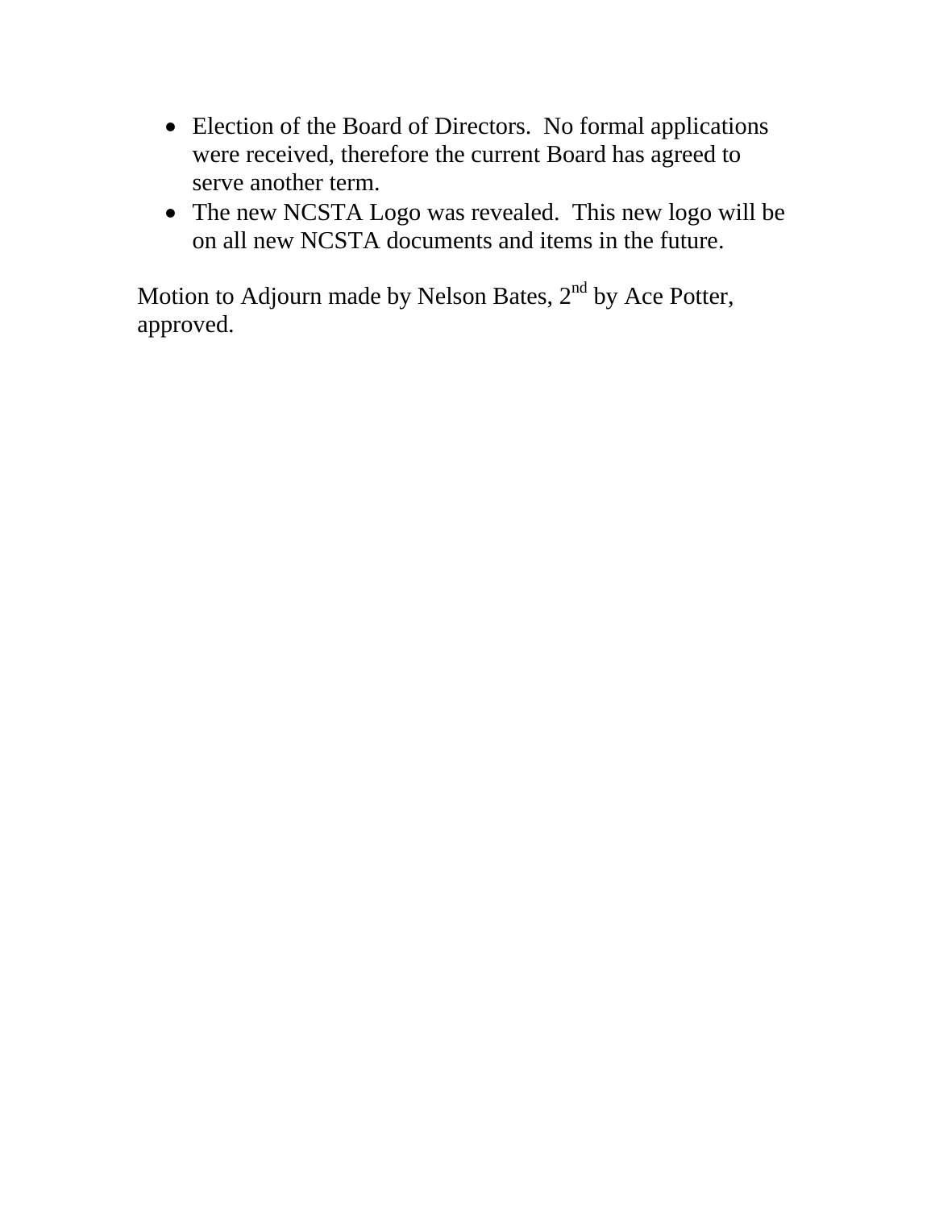- Election of the Board of Directors.  No formal applications were received, therefore the current Board has agreed to serve another term.
- The new NCSTA Logo was revealed.  This new logo will be on all new NCSTA documents and items in the future.

Motion to Adjourn made by Nelson Bates, 2nd by Ace Potter, approved.